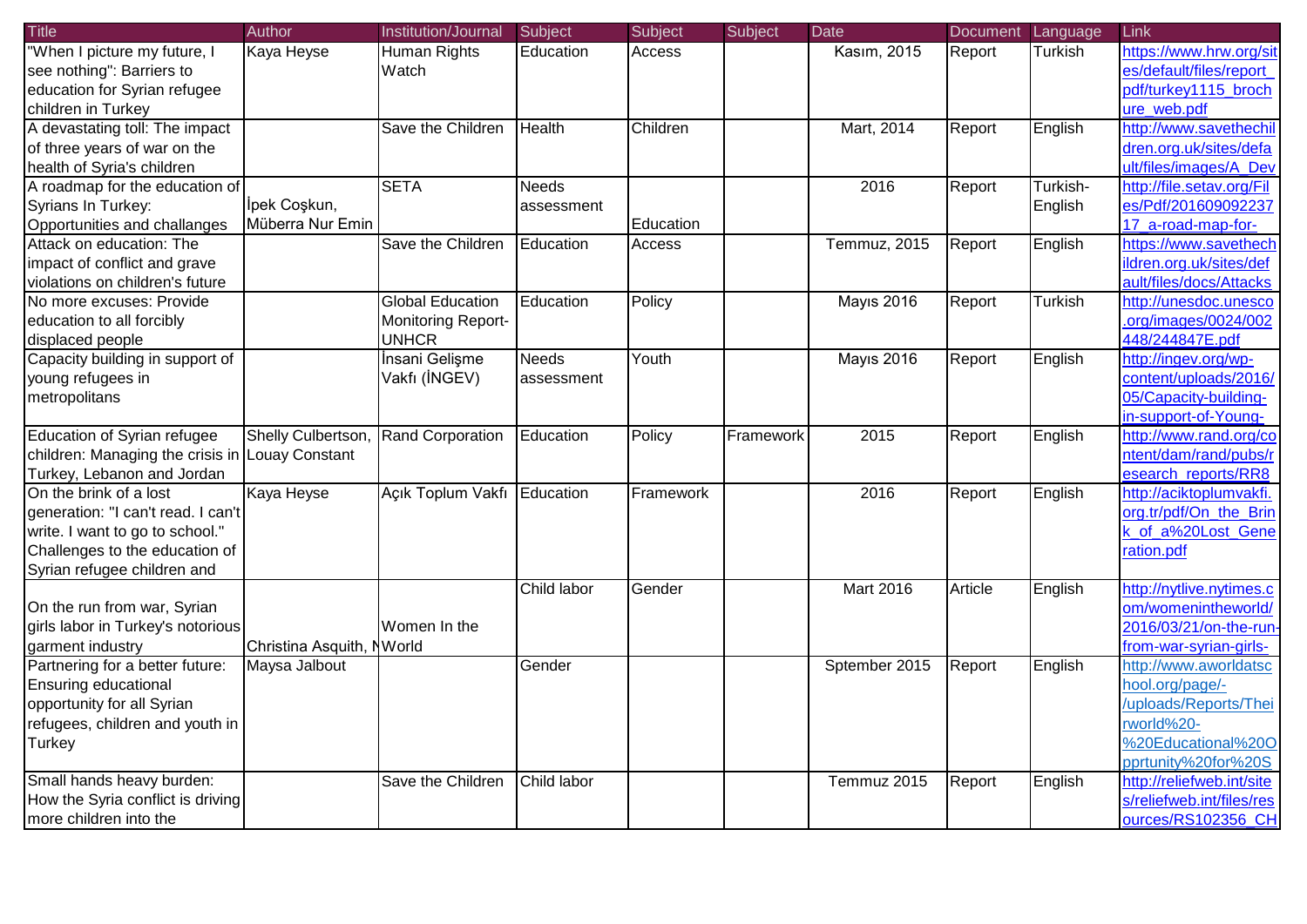| Title | Author | Institution/Journal | Subject | Subject | Subject | Date | Document | Language | Link |
|---|---|---|---|---|---|---|---|---|---|
| "When I picture my future, I see nothing": Barriers to education for Syrian refugee children in Turkey | Kaya Heyse | Human Rights Watch | Education | Access | | Kasım, 2015 | Report | Turkish | https://www.hrw.org/sites/default/files/report_pdf/turkey1115_brochure_web.pdf |
| A devastating toll: The impact of three years of war on the health of Syria's children | | Save the Children | Health | Children | | Mart, 2014 | Report | English | http://www.savethechildren.org.uk/sites/default/files/images/A_Dev |
| A roadmap for the education of Syrians In Turkey: Opportunities and challanges | İpek Coşkun, Müberra Nur Emin | SETA | Needs assessment | Education | | 2016 | Report | Turkish-English | http://file.setav.org/Files/Pdf/20160909223717_a-road-map-for- |
| Attack on education: The impact of conflict and grave violations on children's future | | Save the Children | Education | Access | | Temmuz, 2015 | Report | English | https://www.savethechildren.org.uk/sites/default/files/docs/Attacks |
| No more excuses: Provide education to all forcibly displaced people | | Global Education Monitoring Report-UNHCR | Education | Policy | | Mayıs 2016 | Report | Turkish | http://unesdoc.unesco.org/images/0024/002448/244847E.pdf |
| Capacity building in support of young refugees in metropolitans | | İnsani Gelişme Vakfı (İNGEV) | Needs assessment | Youth | | Mayıs 2016 | Report | English | http://ingev.org/wp-content/uploads/2016/05/Capacity-building-in-support-of-Young- |
| Education of Syrian refugee children: Managing the crisis in Turkey, Lebanon and Jordan | Shelly Culbertson, Louay Constant | Rand Corporation | Education | Policy | Framework | 2015 | Report | English | http://www.rand.org/content/dam/rand/pubs/research_reports/RR8 |
| On the brink of a lost generation: "I can't read. I can't write. I want to go to school." Challenges to the education of Syrian refugee children and | Kaya Heyse | Açık Toplum Vakfı | Education | Framework | | 2016 | Report | English | http://aciktoplumvakfi.org.tr/pdf/On_the_Brink_of_a%20Lost_Generation.pdf |
| On the run from war, Syrian girls labor in Turkey's notorious garment industry | Christina Asquith, N | Women In the World | Child labor | Gender | | Mart 2016 | Article | English | http://nytlive.nytimes.com/womenintheworld/2016/03/21/on-the-run-from-war-syrian-girls- |
| Partnering for a better future: Ensuring educational opportunity for all Syrian refugees, children and youth in Turkey | Maysa Jalbout | | Gender | | | Sptember 2015 | Report | English | http://www.aworldatschool.org/page/-/uploads/Reports/Theirworld%20-%20Educational%20Opprtunity%20for%20S |
| Small hands heavy burden: How the Syria conflict is driving more children into the | | Save the Children | Child labor | | | Temmuz 2015 | Report | English | http://reliefweb.int/sites/reliefweb.int/files/resources/RS102356_CH |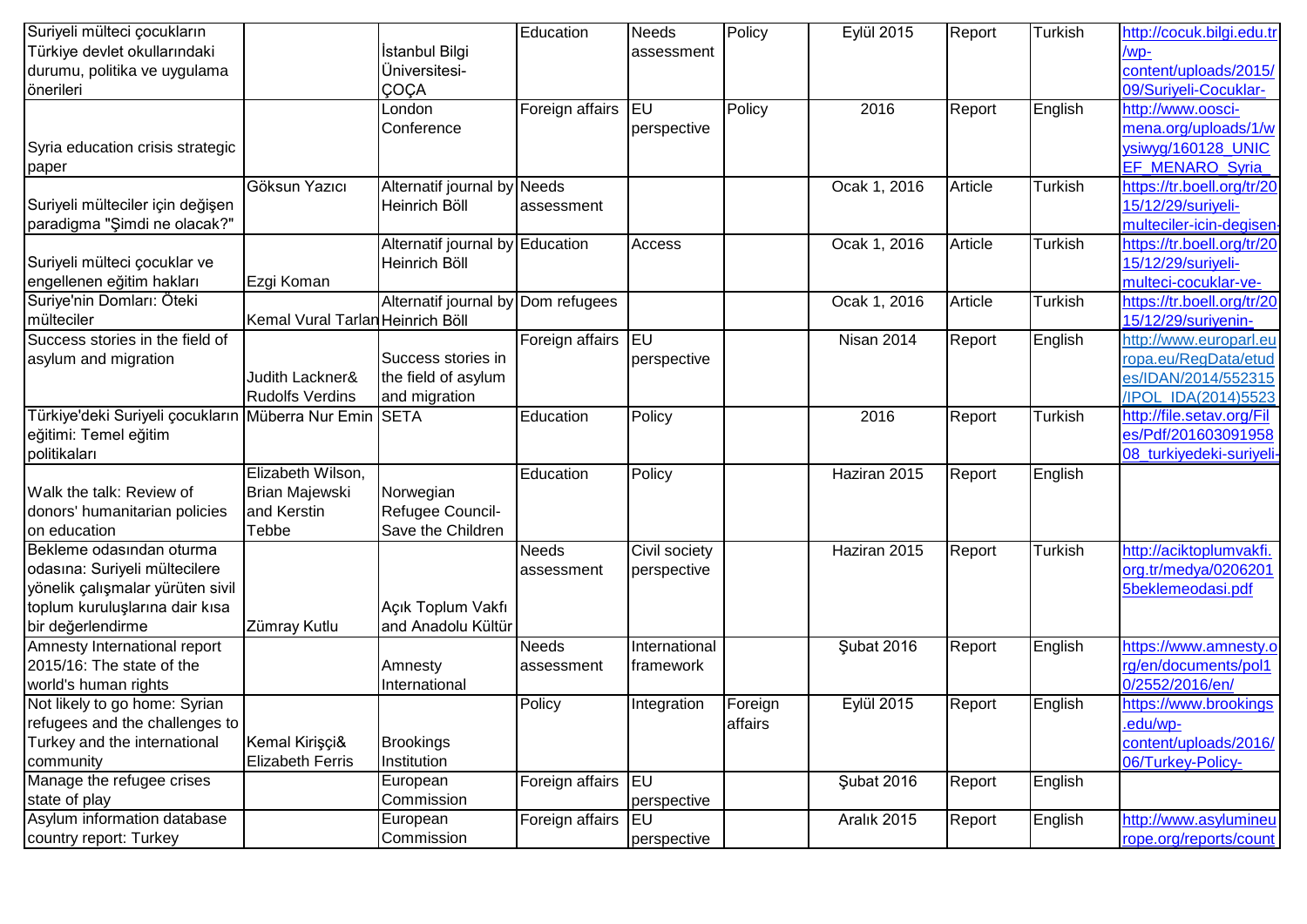| | | | | | | | | | |
|---|---|---|---|---|---|---|---|---|---|
| Suriyeli mülteci çocukların Türkiye devlet okullarındaki durumu, politika ve uygulama önerileri | | İstanbul Bilgi Üniversitesi-ÇOÇA | Education | Needs assessment | Policy | Eylül 2015 | Report | Turkish | http://cocuk.bilgi.edu.tr/wp-content/uploads/2015/09/Suriyeli-Cocuklar- |
| Syria education crisis strategic paper | | London Conference | Foreign affairs | EU perspective | Policy | 2016 | Report | English | http://www.oosci-mena.org/uploads/1/wysiwyg/160128_UNICEF_MENARO_Syria_ |
| Suriyeli mülteciler için değişen paradigma "Şimdi ne olacak?" | Göksun Yazıcı | Alternatif journal by Heinrich Böll | Needs assessment | | | Ocak 1, 2016 | Article | Turkish | https://tr.boell.org/tr/2015/12/29/suriyeli-multeciler-icin-degisen- |
| Suriyeli mülteci çocuklar ve engellenen eğitim hakları | Ezgi Koman | Alternatif journal by Heinrich Böll | Education | Access | | Ocak 1, 2016 | Article | Turkish | https://tr.boell.org/tr/2015/12/29/suriyeli-multeci-cocuklar-ve- |
| Suriye'nin Domları: Öteki mülteciler | Kemal Vural Tarlan | Alternatif journal by Heinrich Böll | Dom refugees | | | Ocak 1, 2016 | Article | Turkish | https://tr.boell.org/tr/2015/12/29/suriyenin- |
| Success stories in the field of asylum and migration | Judith Lackner& Rudolfs Verdins | Success stories in the field of asylum and migration | Foreign affairs | EU perspective | | Nisan 2014 | Report | English | http://www.europarl.europa.eu/RegData/etudes/IDAN/2014/552315/IPOL_IDA(2014)5523 |
| Türkiye'deki Suriyeli çocukların eğitimi: Temel eğitim politikaları | Müberra Nur Emin | SETA | Education | Policy | | 2016 | Report | Turkish | http://file.setav.org/Files/Pdf/20160309195808_turkiyedeki-suriyeli- |
| Walk the talk: Review of donors' humanitarian policies on education | Elizabeth Wilson, Brian Majewski and Kerstin Tebbe | Norwegian Refugee Council-Save the Children | Education | Policy | | Haziran 2015 | Report | English | |
| Bekleme odasından oturma odasına: Suriyeli mültecilere yönelik çalışmalar yürüten sivil toplum kuruluşlarına dair kısa bir değerlendirme | Zümray Kutlu | Açık Toplum Vakfı and Anadolu Kültür | Needs assessment | Civil society perspective | | Haziran 2015 | Report | Turkish | http://aciktoplumvakfi.org.tr/medya/02062015beklemeodasi.pdf |
| Amnesty International report 2015/16: The state of the world's human rights | | Amnesty International | Needs assessment | International framework | | Şubat 2016 | Report | English | https://www.amnesty.org/en/documents/pol10/2552/2016/en/ |
| Not likely to go home: Syrian refugees and the challenges to Turkey and the international community | Kemal Kirişçi& Elizabeth Ferris | Brookings Institution | Policy | Integration | Foreign affairs | Eylül 2015 | Report | English | https://www.brookings.edu/wp-content/uploads/2016/06/Turkey-Policy- |
| Manage the refugee crises state of play | | European Commission | Foreign affairs | EU perspective | | Şubat 2016 | Report | English | |
| Asylum information database country report: Turkey | | European Commission | Foreign affairs | EU perspective | | Aralık 2015 | Report | English | http://www.asylumeurope.org/reports/count |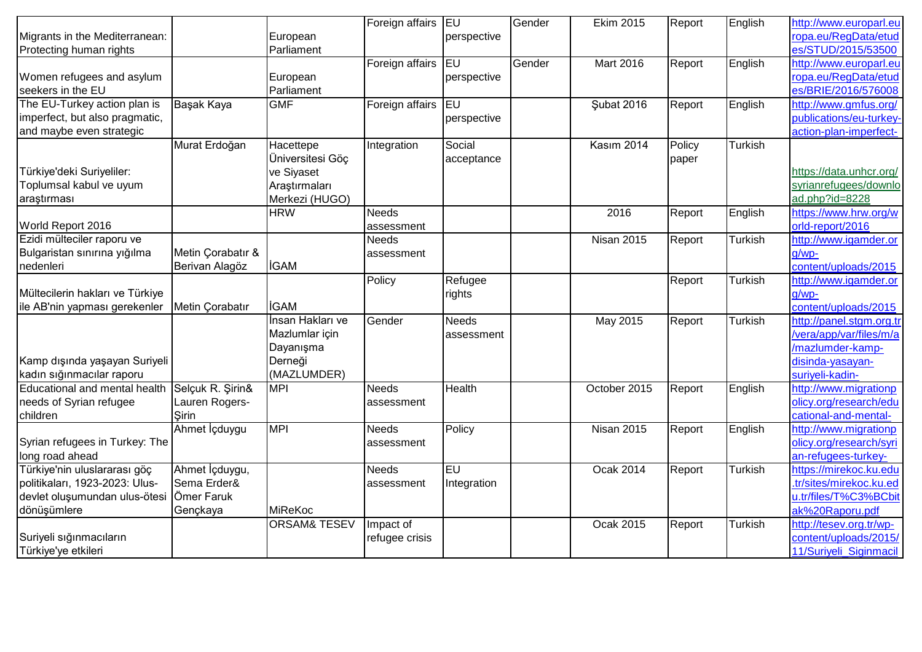| Migrants in the Mediterranean: Protecting human rights | | European Parliament | Foreign affairs | EU perspective | Gender | Ekim 2015 | Report | English | http://www.europarl.europa.eu/RegData/etudes/STUD/2015/53500 |
|---|---|---|---|---|---|---|---|---|---|
| Women refugees and asylum seekers in the EU | | European Parliament | Foreign affairs | EU perspective | Gender | Mart 2016 | Report | English | http://www.europarl.europa.eu/RegData/etudes/BRIE/2016/576008 |
| The EU-Turkey action plan is imperfect, but also pragmatic, and maybe even strategic | Başak Kaya | GMF | Foreign affairs | EU perspective | | Şubat 2016 | Report | English | http://www.gmfus.org/publications/eu-turkey-action-plan-imperfect- |
| Türkiye'deki Suriyeliler: Toplumsal kabul ve uyum araştırması | Murat Erdoğan | Hacettepe Üniversitesi Göç ve Siyaset Araştırmaları Merkezi (HUGO) | Integration | Social acceptance | | Kasım 2014 | Policy paper | Turkish | https://data.unhcr.org/syrianrefugees/download.php?id=8228 |
| World Report 2016 | | HRW | Needs assessment | | | 2016 | Report | English | https://www.hrw.org/world-report/2016 |
| Ezidi mülteciler raporu ve Bulgaristan sınırına yığılma nedenleri | Metin Çorabatır & Berivan Alagöz | İGAM | Needs assessment | | | Nisan 2015 | Report | Turkish | http://www.igamder.org/wp-content/uploads/2015 |
| Mültecilerin hakları ve Türkiye ile AB'nin yapması gerekenler | Metin Çorabatır | İGAM | Policy | Refugee rights | | | Report | Turkish | http://www.igamder.org/wp-content/uploads/2015 |
| Kamp dışında yaşayan Suriyeli kadın sığınmacılar raporu | | İnsan Hakları ve Mazlumlar için Dayanışma Derneği (MAZLUMDER) | Gender | Needs assessment | | May 2015 | Report | Turkish | http://panel.stgm.org.tr/vera/app/var/files/m/a/mazlumder-kamp-disinda-yasayan-suriyeli-kadin- |
| Educational and mental health needs of Syrian refugee children | Selçuk R. Şirin& Lauren Rogers-Şirin | MPI | Needs assessment | Health | | October 2015 | Report | English | http://www.migrationpolicy.org/research/educational-and-mental- |
| Syrian refugees in Turkey: The long road ahead | Ahmet İçduygu | MPI | Needs assessment | Policy | | Nisan 2015 | Report | English | http://www.migrationpolicy.org/research/syrian-refugees-turkey- |
| Türkiye'nin uluslararası göç politikaları, 1923-2023: Ulus-devlet oluşumundan ulus-ötesi dönüşümlere | Ahmet İçduygu, Sema Erder& Ömer Faruk Gençkaya | MiReKoc | Needs assessment | EU Integration | | Ocak 2014 | Report | Turkish | https://mirekoc.ku.edu.tr/sites/mirekoc.ku.edu.tr/files/T%C3%BCbitak%20Raporu.pdf |
| Suriyeli sığınmacıların Türkiye'ye etkileri | | ORSAM& TESEV | Impact of refugee crisis | | | Ocak 2015 | Report | Turkish | http://tesev.org.tr/wp-content/uploads/2015/11/Suriyeli_Siginmacil |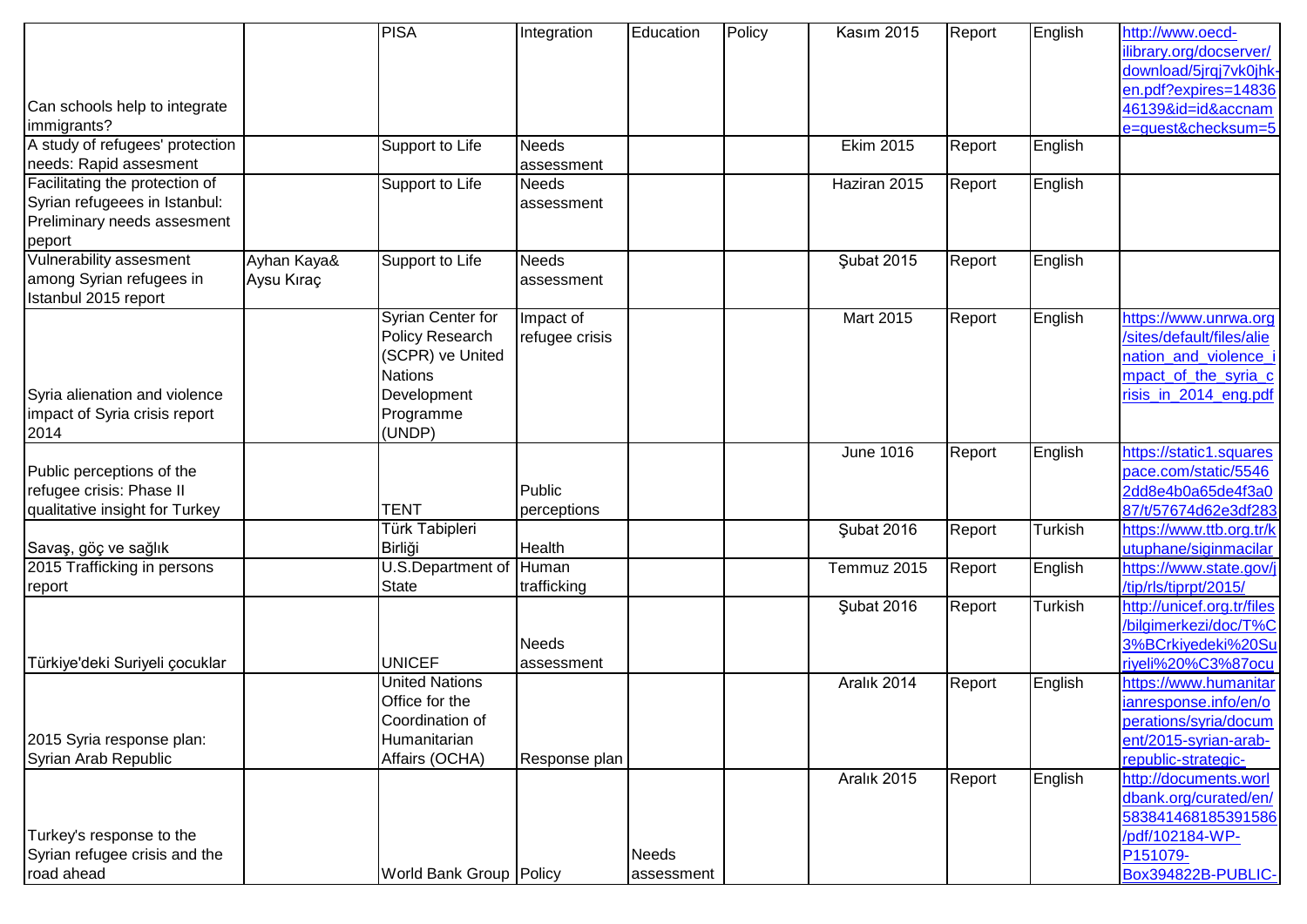| | | | | | | | | | |
|---|---|---|---|---|---|---|---|---|---|
| Can schools help to integrate immigrants? | | PISA | Integration | Education | Policy | Kasım 2015 | Report | English | http://www.oecd-ilibrary.org/docserver/download/5jrqj7vk0jhk-en.pdf?expires=1483646139&id=id&accname=guest&checksum=5 |
| A study of refugees' protection needs: Rapid assesment | | Support to Life | Needs assessment | | | Ekim 2015 | Report | English | |
| Facilitating the protection of Syrian refugeees in Istanbul: Preliminary needs assesment peport | | Support to Life | Needs assessment | | | Haziran 2015 | Report | English | |
| Vulnerability assesment among Syrian refugees in Istanbul 2015 report | Ayhan Kaya& Aysu Kıraç | Support to Life | Needs assessment | | | Şubat 2015 | Report | English | |
| Syria alienation and violence impact of Syria crisis report 2014 | | Syrian Center for Policy Research (SCPR) ve United Nations Development Programme (UNDP) | Impact of refugee crisis | | | Mart 2015 | Report | English | https://www.unrwa.org/sites/default/files/alienation_and_violence_impact_of_the_syria_crisis_in_2014_eng.pdf |
| Public perceptions of the refugee crisis: Phase II qualitative insight for Turkey | | TENT | Public perceptions | | | June 1016 | Report | English | https://static1.squarespace.com/static/55462dd8e4b0a65de4f3a087/t/57674d62e3df283 |
| Savaş, göç ve sağlık | | Türk Tabipleri Birliği | Health | | | Şubat 2016 | Report | Turkish | https://www.ttb.org.tr/kutuphane/siginmacilar |
| 2015 Trafficking in persons report | | U.S.Department of State | Human trafficking | | | Temmuz 2015 | Report | English | https://www.state.gov/j/tip/rls/tiprpt/2015/ |
| Türkiye'deki Suriyeli çocuklar | | UNICEF | Needs assessment | | | Şubat 2016 | Report | Turkish | http://unicef.org.tr/files/bilgimerkezi/doc/T%C3%BCrkiyedeki%20Suriyeli%20%C3%87ocu |
| 2015 Syria response plan: Syrian Arab Republic | | United Nations Office for the Coordination of Humanitarian Affairs (OCHA) | Response plan | | | Aralık 2014 | Report | English | https://www.humanitarianresponse.info/en/operations/syria/document/2015-syrian-arab-republic-strategic- |
| Turkey's response to the Syrian refugee crisis and the road ahead | | World Bank Group | Policy | Needs assessment | | Aralık 2015 | Report | English | http://documents.worldbank.org/curated/en/583841468185391586/pdf/102184-WP-P151079-Box394822B-PUBLIC- |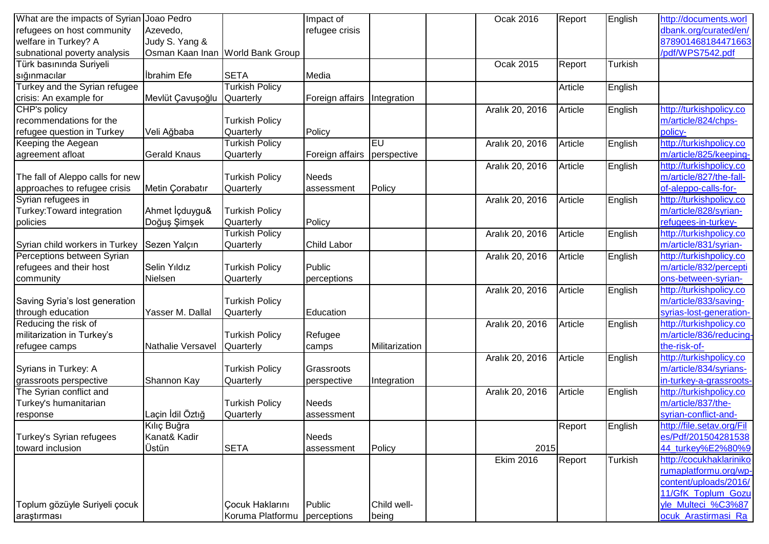| What are the impacts of Syrian refugees on host community welfare in Turkey? A subnational poverty analysis | Joao Pedro Azevedo, Judy S. Yang & Osman Kaan Inan | World Bank Group | Impact of refugee crisis | | | Ocak 2016 | Report | English | http://documents.worldbank.org/curated/en/878901468184471663/pdf/WPS7542.pdf |
|---|---|---|---|---|---|---|---|---|---|
| Türk basınında Suriyeli sığınmacılar | İbrahim Efe | SETA | Media | | | Ocak 2015 | Report | Turkish | |
| Turkey and the Syrian refugee crisis: An example for | Mevlüt Çavuşoğlu | Turkish Policy Quarterly | Foreign affairs | Integration | | | Article | English | |
| CHP's policy recommendations for the refugee question in Turkey | Veli Ağbaba | Turkish Policy Quarterly | Policy | | | Aralık 20, 2016 | Article | English | http://turkishpolicy.com/article/824/chps-policy- |
| Keeping the Aegean agreement afloat | Gerald Knaus | Turkish Policy Quarterly | Foreign affairs | EU perspective | | Aralık 20, 2016 | Article | English | http://turkishpolicy.com/article/825/keeping- |
| The fall of Aleppo calls for new approaches to refugee crisis | Metin Çorabatır | Turkish Policy Quarterly | Needs assessment | Policy | | Aralık 20, 2016 | Article | English | http://turkishpolicy.com/article/827/the-fall-of-aleppo-calls-for- |
| Syrian refugees in Turkey:Toward integration policies | Ahmet İçduygu& Doğuş Şimşek | Turkish Policy Quarterly | Policy | | | Aralık 20, 2016 | Article | English | http://turkishpolicy.com/article/828/syrian-refugees-in-turkey- |
| Syrian child workers in Turkey | Sezen Yalçın | Turkish Policy Quarterly | Child Labor | | | Aralık 20, 2016 | Article | English | http://turkishpolicy.com/article/831/syrian- |
| Perceptions between Syrian refugees and their host community | Selin Yıldız Nielsen | Turkish Policy Quarterly | Public perceptions | | | Aralık 20, 2016 | Article | English | http://turkishpolicy.com/article/832/perceptions-between-syrian- |
| Saving Syria's lost generation through education | Yasser M. Dallal | Turkish Policy Quarterly | Education | | | Aralık 20, 2016 | Article | English | http://turkishpolicy.com/article/833/saving-syrias-lost-generation- |
| Reducing the risk of militarization in Turkey's refugee camps | Nathalie Versavel | Turkish Policy Quarterly | Refugee camps | Militarization | | Aralık 20, 2016 | Article | English | http://turkishpolicy.com/article/836/reducing-the-risk-of- |
| Syrians in Turkey: A grassroots perspective | Shannon Kay | Turkish Policy Quarterly | Grassroots perspective | Integration | | Aralık 20, 2016 | Article | English | http://turkishpolicy.com/article/834/syrians-in-turkey-a-grassroots- |
| The Syrian conflict and Turkey's humanitarian response | Laçin İdil Öztığ | Turkish Policy Quarterly | Needs assessment | | | Aralık 20, 2016 | Article | English | http://turkishpolicy.com/article/837/the-syrian-conflict-and- |
| Turkey's Syrian refugees toward inclusion | Kılıç Buğra Kanat& Kadir Üstün | SETA | Needs assessment | Policy | | 2015 | Report | English | http://file.setav.org/Files/Pdf/20150428153844_turkey%E2%80%9 |
| Toplum gözüyle Suriyeli çocuk araştırması | | Çocuk Haklarını Koruma Platformu | Public perceptions | Child well-being | | Ekim 2016 | Report | Turkish | http://cocukhaklarinikorumaplatformu.org/wp-content/uploads/2016/11/GfK_Toplum_Gozuyle_Multeci_%C3%87ocuk_Arastirmasi_Ra |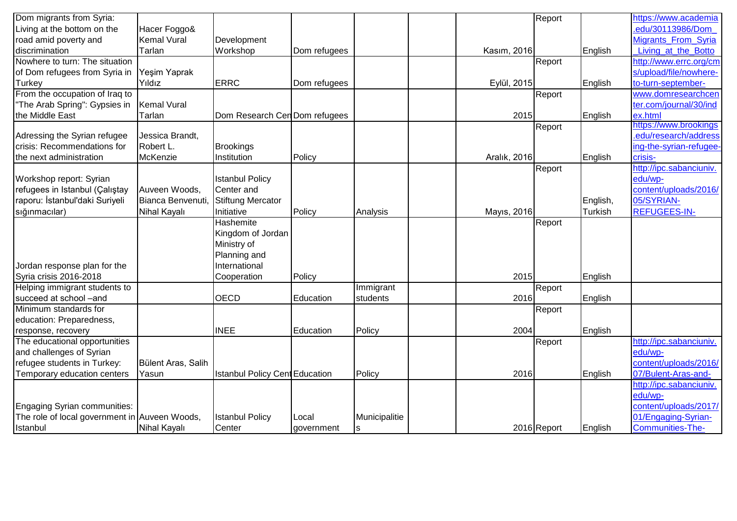| | | | | | | | | | |
|---|---|---|---|---|---|---|---|---|---|
| Dom migrants from Syria: Living at the bottom on the road amid poverty and discrimination | Hacer Foggo& Kemal Vural Tarlan | Development Workshop | Dom refugees | | | Kasım, 2016 | Report | English | https://www.academia.edu/30113986/Dom_Migrants_From_Syria_Living_at_the_Botto |
| Nowhere to turn: The situation of Dom refugees from Syria in Turkey | Yeşim Yaprak Yıldız | ERRC | Dom refugees | | | Eylül, 2015 | Report | English | http://www.errc.org/cms/upload/file/nowhere-to-turn-september- |
| From the occupation of Iraq to "The Arab Spring": Gypsies in the Middle East | Kemal Vural Tarlan | Dom Research Cen | Dom refugees | | | 2015 | Report | English | www.domresearchcenter.com/journal/30/index.html |
| Adressing the Syrian refugee crisis: Recommendations for the next administration | Jessica Brandt, Robert L. McKenzie | Brookings Institution | Policy | | | Aralık, 2016 | Report | English | https://www.brookings.edu/research/addressing-the-syrian-refugee-crisis- |
| Workshop report: Syrian refugees in Istanbul (Çalıştay raporu: İstanbul'daki Suriyeli sığınmacılar) | Auveen Woods, Bianca Benvenuti, Nihal Kayalı | Istanbul Policy Center and Stiftung Mercator Initiative | Policy | Analysis | | Mayıs, 2016 | Report | English, Turkish | http://ipc.sabanciuniv.edu/wp-content/uploads/2016/05/SYRIAN-REFUGEES-IN- |
| Jordan response plan for the Syria crisis 2016-2018 | | Hashemite Kingdom of Jordan Ministry of Planning and International Cooperation | Policy | | | 2015 | Report | English | |
| Helping immigrant students to succeed at school –and | | OECD | Education | Immigrant students | | 2016 | Report | English | |
| Minimum standards for education: Preparedness, response, recovery | | INEE | Education | Policy | | 2004 | Report | English | |
| The educational opportunities and challenges of Syrian refugee students in Turkey: Temporary education centers | Bülent Aras, Salih Yasun | Istanbul Policy Cent | Education | Policy | | 2016 | Report | English | http://ipc.sabanciuniv.edu/wp-content/uploads/2016/07/Bulent-Aras-and- |
| Engaging Syrian communities: The role of local government in Istanbul | Auveen Woods, Nihal Kayalı | Istanbul Policy Center | Local government | Municipalities | | 2016 | Report | English | http://ipc.sabanciuniv.edu/wp-content/uploads/2017/01/Engaging-Syrian-Communities-The- |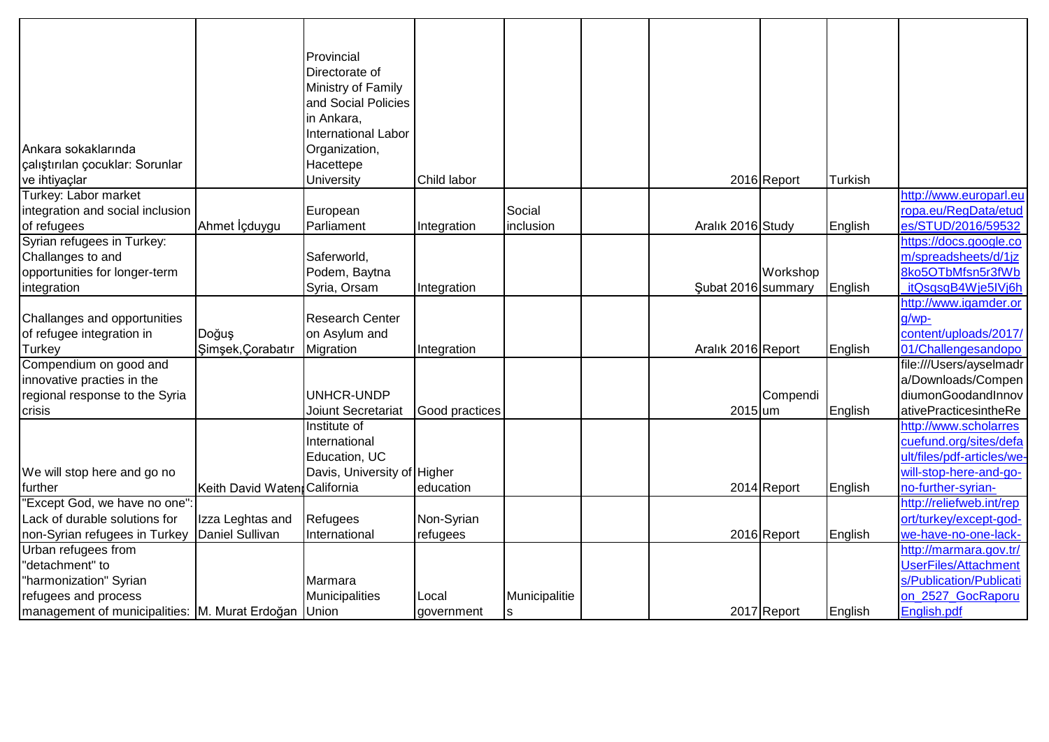| | | | | | | | | | | |
|---|---|---|---|---|---|---|---|---|---|---|
| Ankara sokaklarında çalıştırılan çocuklar: Sorunlar ve ihtiyaçlar | | Provincial Directorate of Ministry of Family and Social Policies in Ankara, International Labor Organization, Hacettepe University | Child labor | | | | 2016 | Report | Turkish | |
| Turkey: Labor market integration and social inclusion of refugees | Ahmet İçduygu | European Parliament | Integration | Social inclusion | | Aralık | 2016 | Study | English | http://www.europarl.europa.eu/RegData/etudes/STUD/2016/59532 |
| Syrian refugees in Turkey: Challanges to and opportunities for longer-term integration | | Saferworld, Podem, Baytna Syria, Orsam | Integration | | | Şubat | 2016 | Workshop summary | English | https://docs.google.com/spreadsheets/d/1jz8ko5OTbMfsn5r3fWb_itQsqsgB4Wje5IVj6h |
| Challanges and opportunities of refugee integration in Turkey | Doğuş Şimşek,Çorabatır | Research Center on Asylum and Migration | Integration | | | Aralık | 2016 | Report | English | http://www.igamder.org/wp-content/uploads/2017/01/Challengesandopo |
| Compendium on good and innovative practies in the regional response to the Syria crisis | | UNHCR-UNDP Joiunt Secretariat | Good practices | | | | 2015 | Compendium | English | file:///Users/ayselmadra/Downloads/CompendiumonGoodandInnovativePracticesintheRe |
| We will stop here and go no further | Keith David Watenı | Institute of International Education, UC Davis, University of California | Higher education | | | | 2014 | Report | English | http://www.scholarrescuefund.org/sites/default/files/pdf-articles/we-will-stop-here-and-go-no-further-syrian- |
| "Except God, we have no one": Lack of durable solutions for non-Syrian refugees in Turkey | Izza Leghtas and Daniel Sullivan | Refugees International | Non-Syrian refugees | | | | 2016 | Report | English | http://reliefweb.int/report/turkey/except-god-we-have-no-one-lack- |
| Urban refugees from "detachment" to "harmonization" Syrian refugees and process management of municipalities: | M. Murat Erdoğan | Marmara Municipalities Union | Local government | Municipalities | | | 2017 | Report | English | http://marmara.gov.tr/UserFiles/Attachments/Publication/Publication_2527_GocRaporuEnglish.pdf |